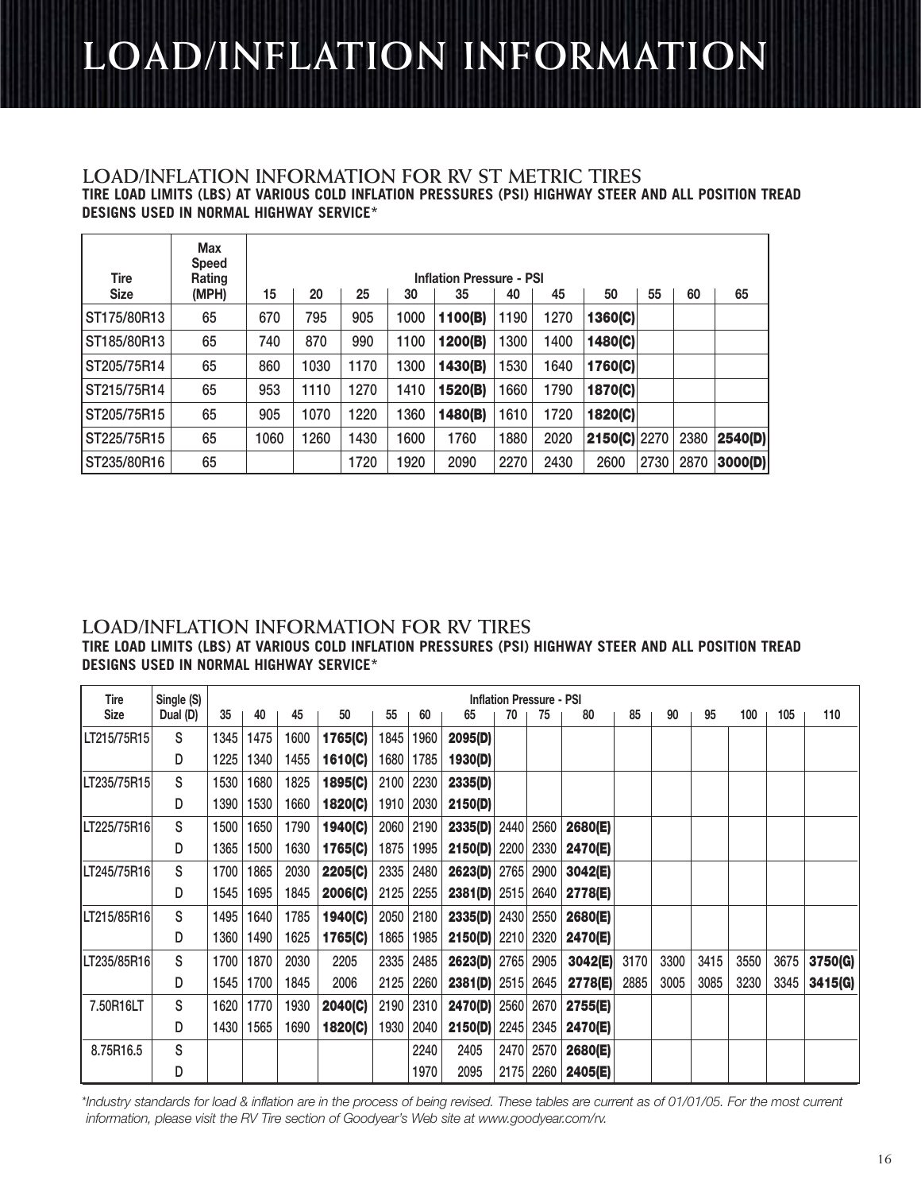# LOAD/INFLATION INFORMATION

## LOAD/INFLATION INFORMATION FOR RV ST METRIC TIRES

**TIRE LOAD LIMITS (LBS) AT VARIOUS COLD INFLATION PRESSURES (PSI) HIGHWAY STEER AND ALL POSITION TREAD DESIGNS USED IN NORMAL HIGHWAY SERVICE***

| Tire Size | Max Speed Rating (MPH) | Inflation Pressure - PSI 15 | 20 | 25 | 30 | 35 | 40 | 45 | 50 | 55 | 60 | 65 |
|---|---|---|---|---|---|---|---|---|---|---|---|---|
| ST175/80R13 | 65 | 670 | 795 | 905 | 1000 | **1100(B)** | 1190 | 1270 | **1360(C)** | | | |
| ST185/80R13 | 65 | 740 | 870 | 990 | 1100 | **1200(B)** | 1300 | 1400 | **1480(C)** | | | |
| ST205/75R14 | 65 | 860 | 1030 | 1170 | 1300 | **1430(B)** | 1530 | 1640 | **1760(C)** | | | |
| ST215/75R14 | 65 | 953 | 1110 | 1270 | 1410 | **1520(B)** | 1660 | 1790 | **1870(C)** | | | |
| ST205/75R15 | 65 | 905 | 1070 | 1220 | 1360 | **1480(B)** | 1610 | 1720 | **1820(C)** | | | |
| ST225/75R15 | 65 | 1060 | 1260 | 1430 | 1600 | 1760 | 1880 | 2020 | **2150(C)** | 2270 | 2380 | **2540(D)** |
| ST235/80R16 | 65 | | | 1720 | 1920 | 2090 | 2270 | 2430 | 2600 | 2730 | 2870 | **3000(D)** |

## LOAD/INFLATION INFORMATION FOR RV TIRES

**TIRE LOAD LIMITS (LBS) AT VARIOUS COLD INFLATION PRESSURES (PSI) HIGHWAY STEER AND ALL POSITION TREAD DESIGNS USED IN NORMAL HIGHWAY SERVICE***

| Tire Size | Single (S) Dual (D) | Inflation Pressure - PSI 35 | 40 | 45 | 50 | 55 | 60 | 65 | 70 | 75 | 80 | 85 | 90 | 95 | 100 | 105 | 110 |
|---|---|---|---|---|---|---|---|---|---|---|---|---|---|---|---|---|---|
| LT215/75R15 | S | 1345 | 1475 | 1600 | **1765(C)** | 1845 | 1960 | **2095(D)** | | | | | | | | | |
| | D | 1225 | 1340 | 1455 | **1610(C)** | 1680 | 1785 | **1930(D)** | | | | | | | | | |
| LT235/75R15 | S | 1530 | 1680 | 1825 | **1895(C)** | 2100 | 2230 | **2335(D)** | | | | | | | | | |
| | D | 1390 | 1530 | 1660 | **1820(C)** | 1910 | 2030 | **2150(D)** | | | | | | | | | |
| LT225/75R16 | S | 1500 | 1650 | 1790 | **1940(C)** | 2060 | 2190 | **2335(D)** | 2440 | 2560 | **2680(E)** | | | | | | |
| | D | 1365 | 1500 | 1630 | **1765(C)** | 1875 | 1995 | **2150(D)** | 2200 | 2330 | **2470(E)** | | | | | | |
| LT245/75R16 | S | 1700 | 1865 | 2030 | **2205(C)** | 2335 | 2480 | **2623(D)** | 2765 | 2900 | **3042(E)** | | | | | | |
| | D | 1545 | 1695 | 1845 | **2006(C)** | 2125 | 2255 | **2381(D)** | 2515 | 2640 | **2778(E)** | | | | | | |
| LT215/85R16 | S | 1495 | 1640 | 1785 | **1940(C)** | 2050 | 2180 | **2335(D)** | 2430 | 2550 | **2680(E)** | | | | | | |
| | D | 1360 | 1490 | 1625 | **1765(C)** | 1865 | 1985 | **2150(D)** | 2210 | 2320 | **2470(E)** | | | | | | |
| LT235/85R16 | S | 1700 | 1870 | 2030 | 2205 | 2335 | 2485 | **2623(D)** | 2765 | 2905 | **3042(E)** | 3170 | 3300 | 3415 | 3550 | 3675 | **3750(G)** |
| | D | 1545 | 1700 | 1845 | 2006 | 2125 | 2260 | **2381(D)** | 2515 | 2645 | **2778(E)** | 2885 | 3005 | 3085 | 3230 | 3345 | **3415(G)** |
| 7.50R16LT | S | 1620 | 1770 | 1930 | **2040(C)** | 2190 | 2310 | **2470(D)** | 2560 | 2670 | **2755(E)** | | | | | | |
| | D | 1430 | 1565 | 1690 | **1820(C)** | 1930 | 2040 | **2150(D)** | 2245 | 2345 | **2470(E)** | | | | | | |
| 8.75R16.5 | S | | | | | | 2240 | 2405 | 2470 | 2570 | **2680(E)** | | | | | | |
| | D | | | | | | 1970 | 2095 | 2175 | 2260 | **2405(E)** | | | | | | |

**Industry standards for load & inflation are in the process of being revised. These tables are current as of 01/01/05. For the most current information, please visit the RV Tire section of Goodyear's Web site at www.goodyear.com/rv.*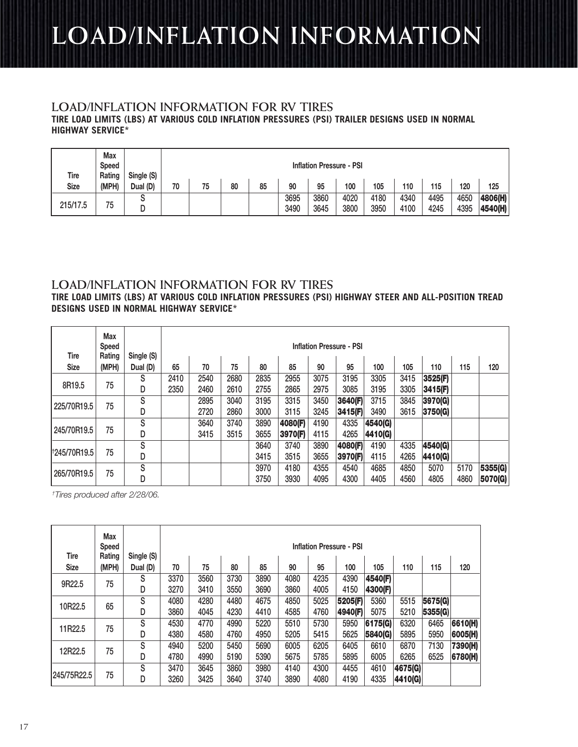# LOAD/INFLATION INFORMATION

## LOAD/INFLATION INFORMATION FOR RV TIRES

**TIRE LOAD LIMITS (LBS) AT VARIOUS COLD INFLATION PRESSURES (PSI) TRAILER DESIGNS USED IN NORMAL HIGHWAY SERVICE***

| Tire Size | Max Speed Rating (MPH) | Single (S) Dual (D) | Inflation Pressure - PSI 70 | 75 | 80 | 85 | 90 | 95 | 100 | 105 | 110 | 115 | 120 | 125 |
|---|---|---|---|---|---|---|---|---|---|---|---|---|---|---|
| 215/17.5 | 75 | S | | | | | 3695 | 3860 | 4020 | 4180 | 4340 | 4495 | 4650 | **4806(H)** |
| | | D | | | | | 3490 | 3645 | 3800 | 3950 | 4100 | 4245 | 4395 | **4540(H)** |

## LOAD/INFLATION INFORMATION FOR RV TIRES

**TIRE LOAD LIMITS (LBS) AT VARIOUS COLD INFLATION PRESSURES (PSI) HIGHWAY STEER AND ALL-POSITION TREAD DESIGNS USED IN NORMAL HIGHWAY SERVICE***

| Tire Size | Max Speed Rating (MPH) | Single (S) Dual (D) | Inflation Pressure - PSI 65 | 70 | 75 | 80 | 85 | 90 | 95 | 100 | 105 | 110 | 115 | 120 |
|---|---|---|---|---|---|---|---|---|---|---|---|---|---|---|
| 8R19.5 | 75 | S | 2410 | 2540 | 2680 | 2835 | 2955 | 3075 | 3195 | 3305 | 3415 | **3525(F)** | | |
| | | D | 2350 | 2460 | 2610 | 2755 | 2865 | 2975 | 3085 | 3195 | 3305 | **3415(F)** | | |
| 225/70R19.5 | 75 | S | | 2895 | 3040 | 3195 | 3315 | 3450 | **3640(F)** | 3715 | 3845 | **3970(G)** | | |
| | | D | | 2720 | 2860 | 3000 | 3115 | 3245 | **3415(F)** | 3490 | 3615 | **3750(G)** | | |
| 245/70R19.5 | 75 | S | | 3640 | 3740 | 3890 | **4080(F)** | 4190 | 4335 | **4540(G)** | | | | |
| | | D | | 3415 | 3515 | 3655 | **3970(F)** | 4115 | 4265 | **4410(G)** | | | | |
| †245/70R19.5 | 75 | S | | | | 3640 | 3740 | 3890 | **4080(F)** | 4190 | 4335 | **4540(G)** | | |
| | | D | | | | 3415 | 3515 | 3655 | **3970(F)** | 4115 | 4265 | **4410(G)** | | |
| 265/70R19.5 | 75 | S | | | | 3970 | 4180 | 4355 | 4540 | 4685 | 4850 | 5070 | 5170 | **5355(G)** |
| | | D | | | | 3750 | 3930 | 4095 | 4300 | 4405 | 4560 | 4805 | 4860 | **5070(G)** |

*†Tires produced after 2/28/06.*

| Tire Size | Max Speed Rating (MPH) | Single (S) Dual (D) | Inflation Pressure - PSI 70 | 75 | 80 | 85 | 90 | 95 | 100 | 105 | 110 | 115 | 120 |
|---|---|---|---|---|---|---|---|---|---|---|---|---|---|
| 9R22.5 | 75 | S | 3370 | 3560 | 3730 | 3890 | 4080 | 4235 | 4390 | **4540(F)** | | | |
| | | D | 3270 | 3410 | 3550 | 3690 | 3860 | 4005 | 4150 | **4300(F)** | | | |
| 10R22.5 | 65 | S | 4080 | 4280 | 4480 | 4675 | 4850 | 5025 | **5205(F)** | 5360 | 5515 | **5675(G)** | |
| | | D | 3860 | 4045 | 4230 | 4410 | 4585 | 4760 | **4940(F)** | 5075 | 5210 | **5355(G)** | |
| 11R22.5 | 75 | S | 4530 | 4770 | 4990 | 5220 | 5510 | 5730 | 5950 | **6175(G)** | 6320 | 6465 | **6610(H)** |
| | | D | 4380 | 4580 | 4760 | 4950 | 5205 | 5415 | 5625 | **5840(G)** | 5895 | 5950 | **6005(H)** |
| 12R22.5 | 75 | S | 4940 | 5200 | 5450 | 5690 | 6005 | 6205 | 6405 | 6610 | 6870 | 7130 | **7390(H)** |
| | | D | 4780 | 4990 | 5190 | 5390 | 5675 | 5785 | 5895 | 6005 | 6265 | 6525 | **6780(H)** |
| 245/75R22.5 | 75 | S | 3470 | 3645 | 3860 | 3980 | 4140 | 4300 | 4455 | 4610 | **4675(G)** | | |
| | | D | 3260 | 3425 | 3640 | 3740 | 3890 | 4080 | 4190 | 4335 | **4410(G)** | | |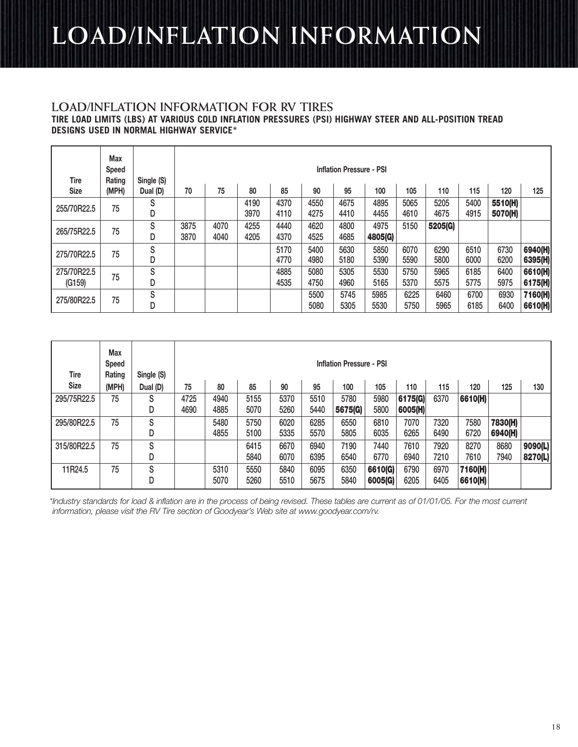# LOAD/INFLATION INFORMATION

## LOAD/INFLATION INFORMATION FOR RV TIRES

**TIRE LOAD LIMITS (LBS) AT VARIOUS COLD INFLATION PRESSURES (PSI) HIGHWAY STEER AND ALL-POSITION TREAD DESIGNS USED IN NORMAL HIGHWAY SERVICE***

| Tire Size | Max Speed Rating (MPH) | Single (S) Dual (D) | Inflation Pressure - PSI | | | | | | | | | | | |
|---|---|---|---|---|---|---|---|---|---|---|---|---|---|---|
| | | | 70 | 75 | 80 | 85 | 90 | 95 | 100 | 105 | 110 | 115 | 120 | 125 |
| 255/70R22.5 | 75 | S | | | 4190 | 4370 | 4550 | 4675 | 4895 | 5065 | 5205 | 5400 | **5510(H)** | |
| | | D | | | 3970 | 4110 | 4275 | 4410 | 4455 | 4610 | 4675 | 4915 | **5070(H)** | |
| 265/75R22.5 | 75 | S | 3875 | 4070 | 4255 | 4440 | 4620 | 4800 | 4975 | 5150 | **5205(G)** | | | |
| | | D | 3870 | 4040 | 4205 | 4370 | 4525 | 4685 | **4805(G)** | | | | | |
| 275/70R22.5 | 75 | S | | | | 5170 | 5400 | 5630 | 5850 | 6070 | 6290 | 6510 | 6730 | **6940(H)** |
| | | D | | | | 4770 | 4980 | 5180 | 5390 | 5590 | 5800 | 6000 | 6200 | **6395(H)** |
| 275/70R22.5 (G159) | 75 | S | | | | 4885 | 5080 | 5305 | 5530 | 5750 | 5965 | 6185 | 6400 | **6610(H)** |
| | | D | | | | 4535 | 4750 | 4960 | 5165 | 5370 | 5575 | 5775 | 5975 | **6175(H)** |
| 275/80R22.5 | 75 | S | | | | | 5500 | 5745 | 5985 | 6225 | 6460 | 6700 | 6930 | **7160(H)** |
| | | D | | | | | 5080 | 5305 | 5530 | 5750 | 5965 | 6185 | 6400 | **6610(H)** |

| Tire Size | Max Speed Rating (MPH) | Single (S) Dual (D) | Inflation Pressure - PSI | | | | | | | | | | | |
|---|---|---|---|---|---|---|---|---|---|---|---|---|---|---|
| | | | 75 | 80 | 85 | 90 | 95 | 100 | 105 | 110 | 115 | 120 | 125 | 130 |
| 295/75R22.5 | 75 | S | 4725 | 4940 | 5155 | 5370 | 5510 | 5780 | 5980 | **6175(G)** | 6370 | **6610(H)** | | |
| | | D | 4690 | 4885 | 5070 | 5260 | 5440 | **5675(G)** | 5800 | **6005(H)** | | | | |
| 295/80R22.5 | 75 | S | | 5480 | 5750 | 6020 | 6285 | 6550 | 6810 | 7070 | 7320 | 7580 | **7830(H)** | |
| | | D | | 4855 | 5100 | 5335 | 5570 | 5805 | 6035 | 6265 | 6490 | 6720 | **6940(H)** | |
| 315/80R22.5 | 75 | S | | | 6415 | 6670 | 6940 | 7190 | 7440 | 7610 | 7920 | 8270 | 8680 | **9090(L)** |
| | | D | | | 5840 | 6070 | 6395 | 6540 | 6770 | 6940 | 7210 | 7610 | 7940 | **8270(L)** |
| 11R24.5 | 75 | S | | 5310 | 5550 | 5840 | 6095 | 6350 | **6610(G)** | 6790 | 6970 | **7160(H)** | | |
| | | D | | 5070 | 5260 | 5510 | 5675 | 5840 | **6005(G)** | 6205 | 6405 | **6610(H)** | | |

*Industry standards for load & inflation are in the process of being revised. These tables are current as of 01/01/05. For the most current information, please visit the RV Tire section of Goodyear's Web site at www.goodyear.com/rv.*